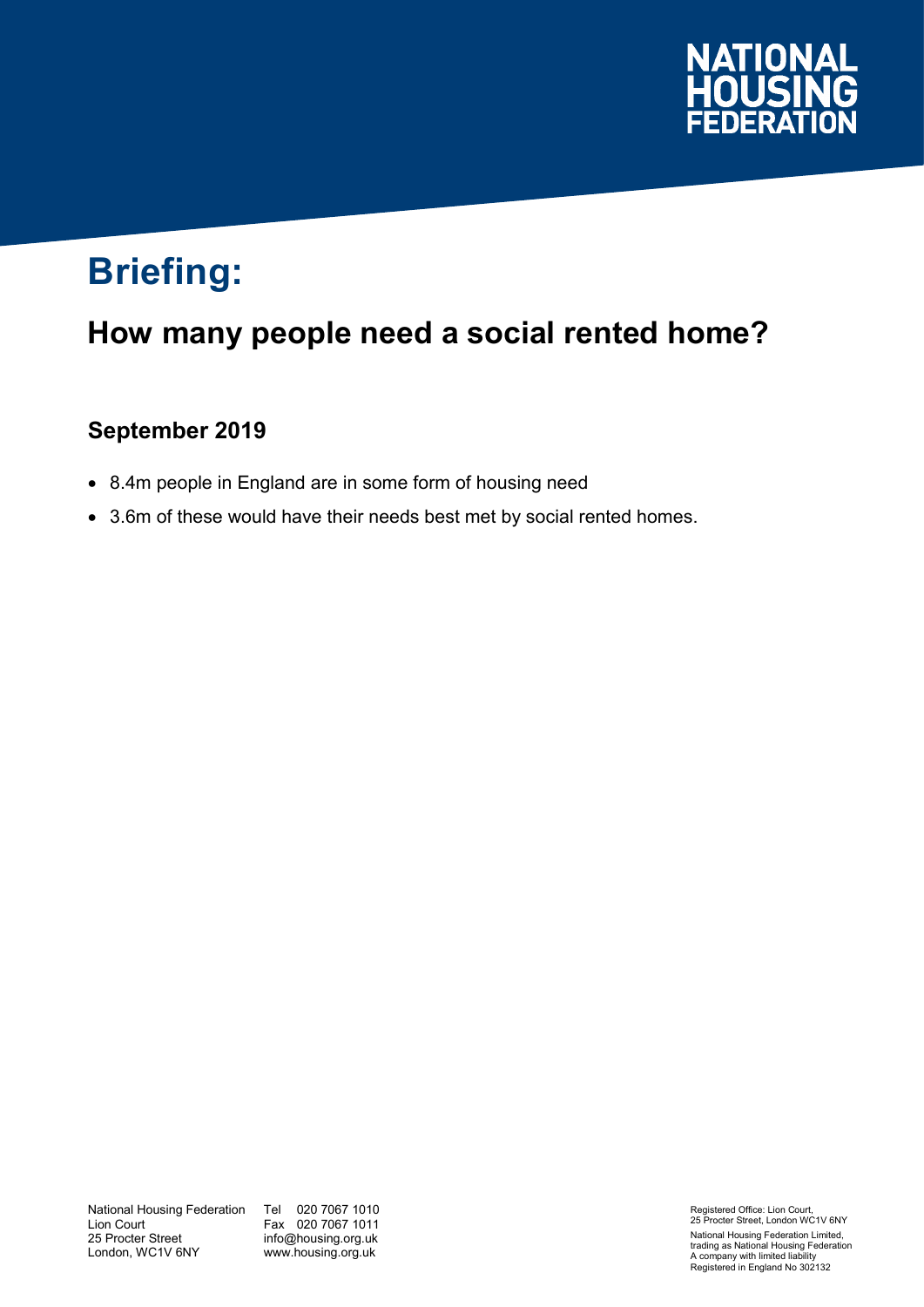NATIONAL HOUSING FEDERATION

# Briefing:

## How many people need a social rented home?

### September 2019

- 8.4m people in England are in some form of housing need
- 3.6m of these would have their needs best met by social rented homes.

National Housing Federation
Lion Court
25 Procter Street
London, WC1V 6NY

Tel 020 7067 1010
Fax 020 7067 1011
info@housing.org.uk
www.housing.org.uk

Registered Office: Lion Court, 25 Procter Street, London WC1V 6NY
National Housing Federation Limited, trading as National Housing Federation
A company with limited liability
Registered in England No 302132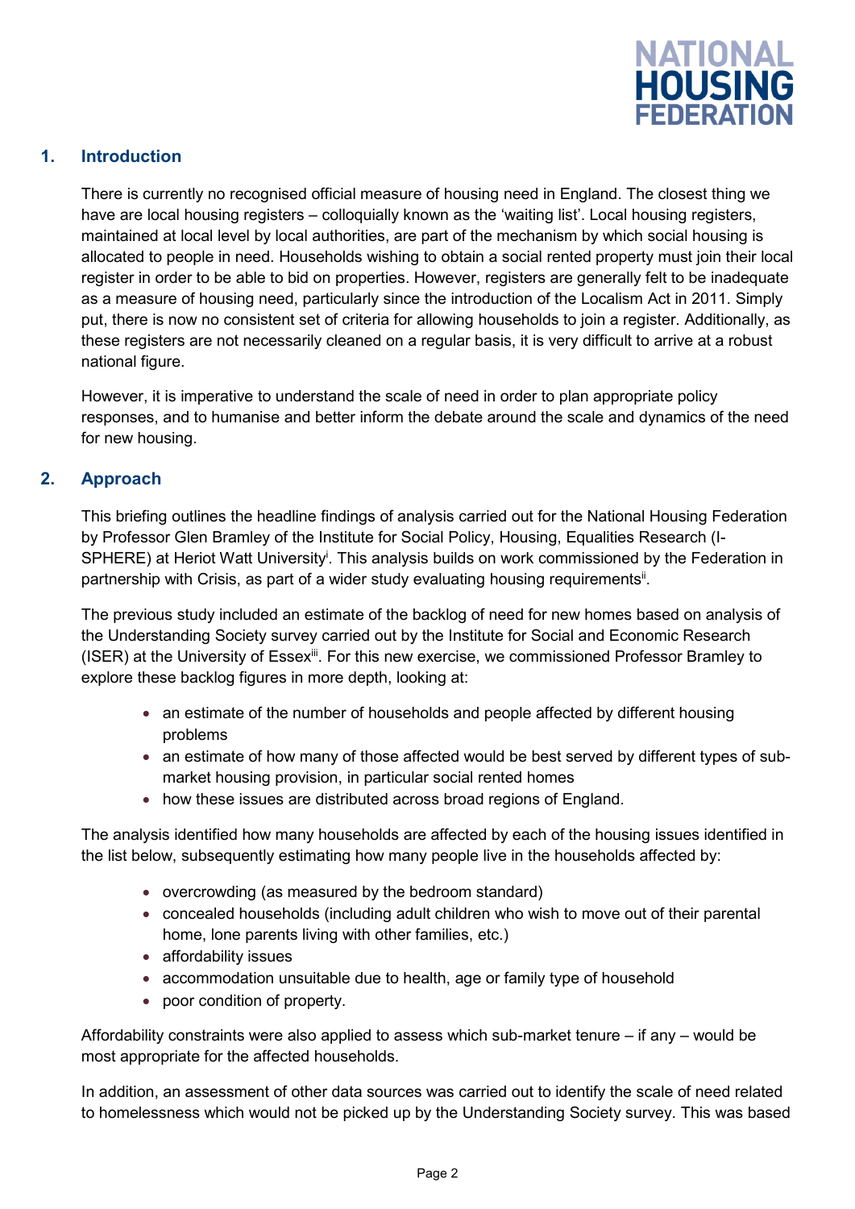## 1. Introduction

There is currently no recognised official measure of housing need in England. The closest thing we have are local housing registers – colloquially known as the 'waiting list'. Local housing registers, maintained at local level by local authorities, are part of the mechanism by which social housing is allocated to people in need. Households wishing to obtain a social rented property must join their local register in order to be able to bid on properties. However, registers are generally felt to be inadequate as a measure of housing need, particularly since the introduction of the Localism Act in 2011. Simply put, there is now no consistent set of criteria for allowing households to join a register. Additionally, as these registers are not necessarily cleaned on a regular basis, it is very difficult to arrive at a robust national figure.

However, it is imperative to understand the scale of need in order to plan appropriate policy responses, and to humanise and better inform the debate around the scale and dynamics of the need for new housing.

## 2. Approach

This briefing outlines the headline findings of analysis carried out for the National Housing Federation by Professor Glen Bramley of the Institute for Social Policy, Housing, Equalities Research (I-SPHERE) at Heriot Watt University[i]. This analysis builds on work commissioned by the Federation in partnership with Crisis, as part of a wider study evaluating housing requirements[ii].

The previous study included an estimate of the backlog of need for new homes based on analysis of the Understanding Society survey carried out by the Institute for Social and Economic Research (ISER) at the University of Essex[iii]. For this new exercise, we commissioned Professor Bramley to explore these backlog figures in more depth, looking at:

- an estimate of the number of households and people affected by different housing problems
- an estimate of how many of those affected would be best served by different types of sub-market housing provision, in particular social rented homes
- how these issues are distributed across broad regions of England.

The analysis identified how many households are affected by each of the housing issues identified in the list below, subsequently estimating how many people live in the households affected by:

- overcrowding (as measured by the bedroom standard)
- concealed households (including adult children who wish to move out of their parental home, lone parents living with other families, etc.)
- affordability issues
- accommodation unsuitable due to health, age or family type of household
- poor condition of property.

Affordability constraints were also applied to assess which sub-market tenure – if any – would be most appropriate for the affected households.

In addition, an assessment of other data sources was carried out to identify the scale of need related to homelessness which would not be picked up by the Understanding Society survey. This was based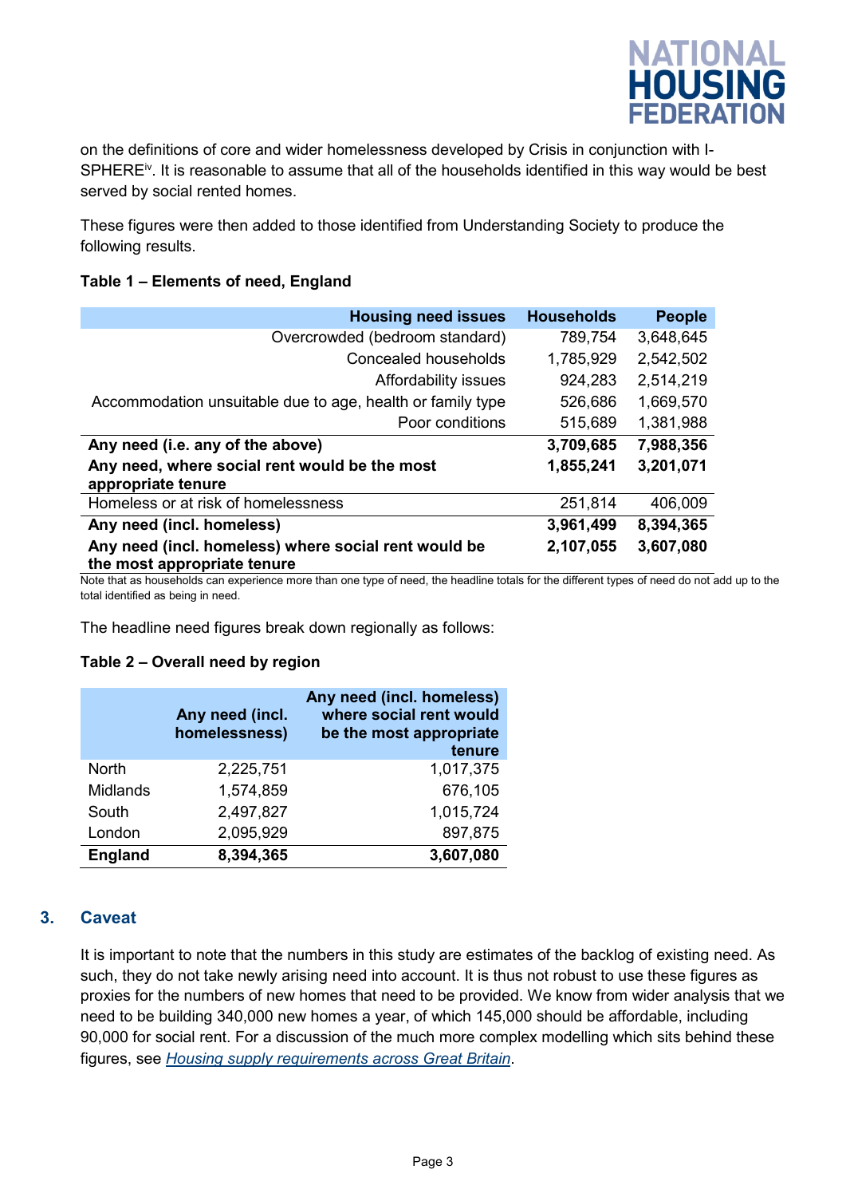on the definitions of core and wider homelessness developed by Crisis in conjunction with I-SPHERE[iv]. It is reasonable to assume that all of the households identified in this way would be best served by social rented homes.

These figures were then added to those identified from Understanding Society to produce the following results.

**Table 1 – Elements of need, England**

| Housing need issues | Households | People |
|---|---|---|
| Overcrowded (bedroom standard) | 789,754 | 3,648,645 |
| Concealed households | 1,785,929 | 2,542,502 |
| Affordability issues | 924,283 | 2,514,219 |
| Accommodation unsuitable due to age, health or family type | 526,686 | 1,669,570 |
| Poor conditions | 515,689 | 1,381,988 |
| **Any need (i.e. any of the above)** | **3,709,685** | **7,988,356** |
| **Any need, where social rent would be the most appropriate tenure** | **1,855,241** | **3,201,071** |
| Homeless or at risk of homelessness | 251,814 | 406,009 |
| **Any need (incl. homeless)** | **3,961,499** | **8,394,365** |
| **Any need (incl. homeless) where social rent would be the most appropriate tenure** | **2,107,055** | **3,607,080** |

Note that as households can experience more than one type of need, the headline totals for the different types of need do not add up to the total identified as being in need.

The headline need figures break down regionally as follows:

**Table 2 – Overall need by region**

| | Any need (incl. homelessness) | Any need (incl. homeless) where social rent would be the most appropriate tenure |
|---|---|---|
| North | 2,225,751 | 1,017,375 |
| Midlands | 1,574,859 | 676,105 |
| South | 2,497,827 | 1,015,724 |
| London | 2,095,929 | 897,875 |
| **England** | **8,394,365** | **3,607,080** |

## 3. Caveat

It is important to note that the numbers in this study are estimates of the backlog of existing need. As such, they do not take newly arising need into account. It is thus not robust to use these figures as proxies for the numbers of new homes that need to be provided. We know from wider analysis that we need to be building 340,000 new homes a year, of which 145,000 should be affordable, including 90,000 for social rent. For a discussion of the much more complex modelling which sits behind these figures, see *Housing supply requirements across Great Britain*.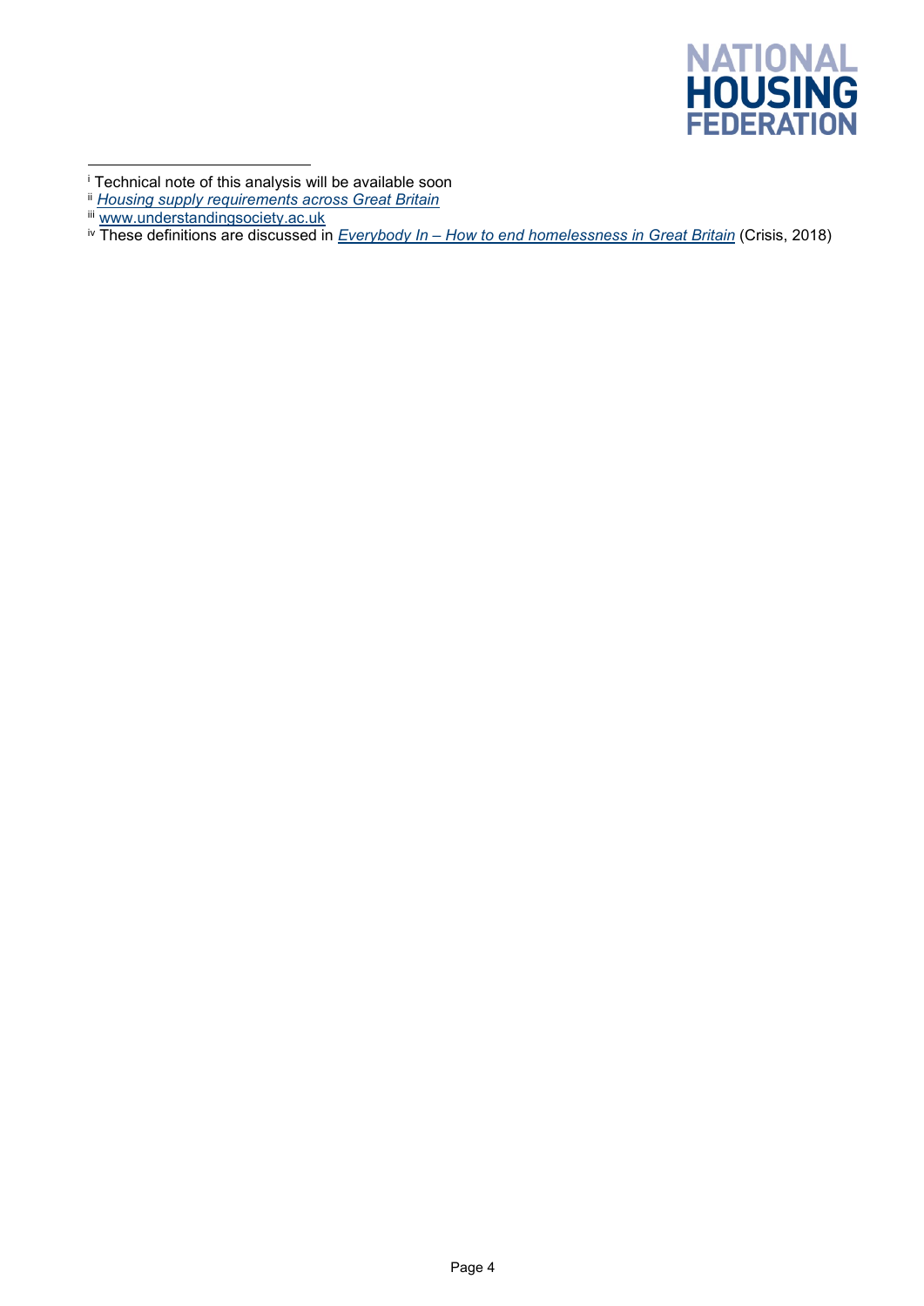[i] Technical note of this analysis will be available soon

[ii] *Housing supply requirements across Great Britain*

[iii] www.understandingsociety.ac.uk

[iv] These definitions are discussed in *Everybody In – How to end homelessness in Great Britain* (Crisis, 2018)